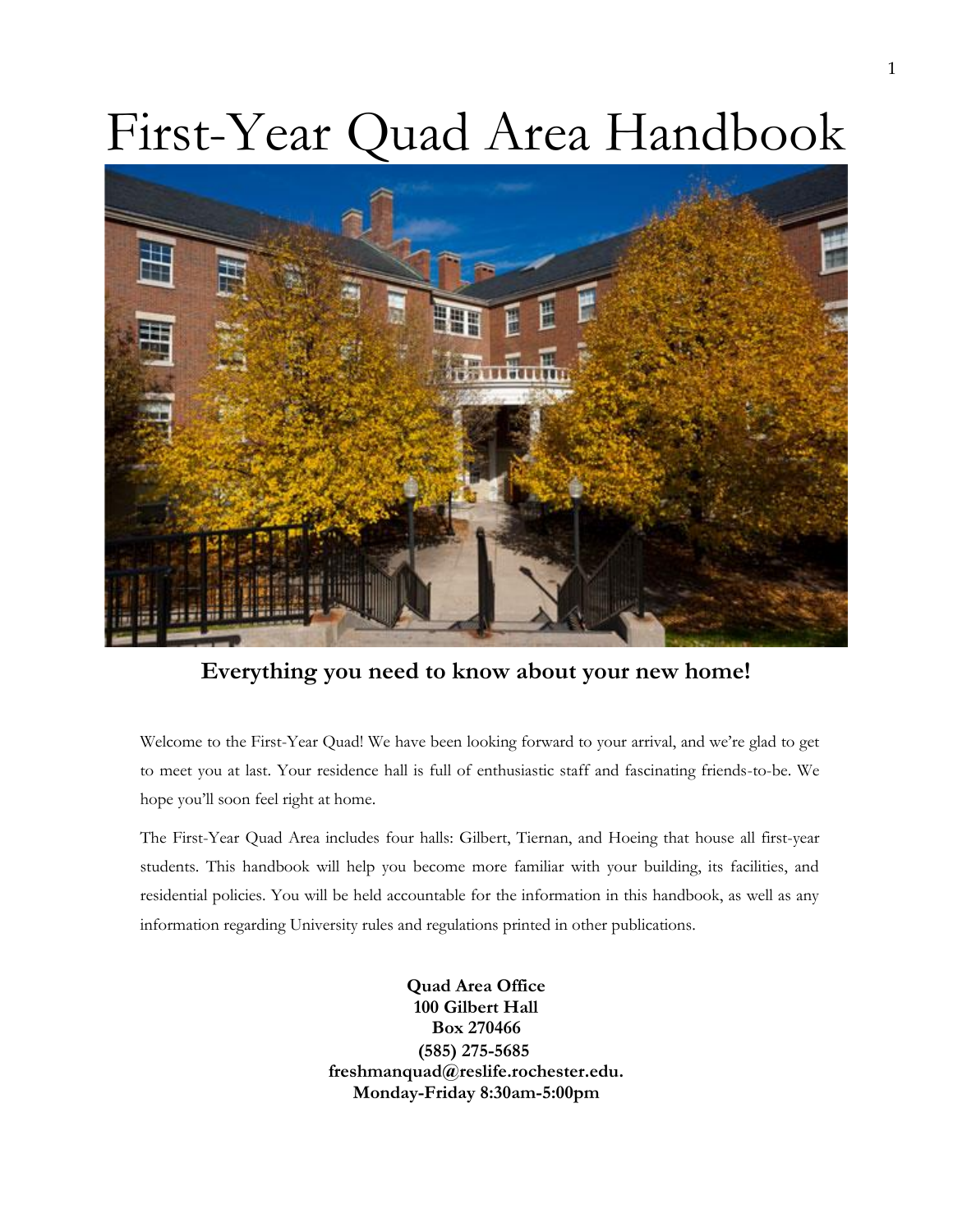# First-Year Quad Area Handbook

**Everything you need to know about your new home!**

Welcome to the First-Year Quad! We have been looking forward to your arrival, and we're glad to get to meet you at last. Your residence hall is full of enthusiastic staff and fascinating friends-to-be. We hope you'll soon feel right at home.

The First-Year Quad Area includes four halls: Gilbert, Tiernan, and Hoeing that house all first-year students. This handbook will help you become more familiar with your building, its facilities, and residential policies. You will be held accountable for the information in this handbook, as well as any information regarding University rules and regulations printed in other publications.

**Quad Area Office**
**100 Gilbert Hall**
**Box 270466**
**(585) 275-5685**
**freshmanquad@reslife.rochester.edu.**
**Monday-Friday 8:30am-5:00pm**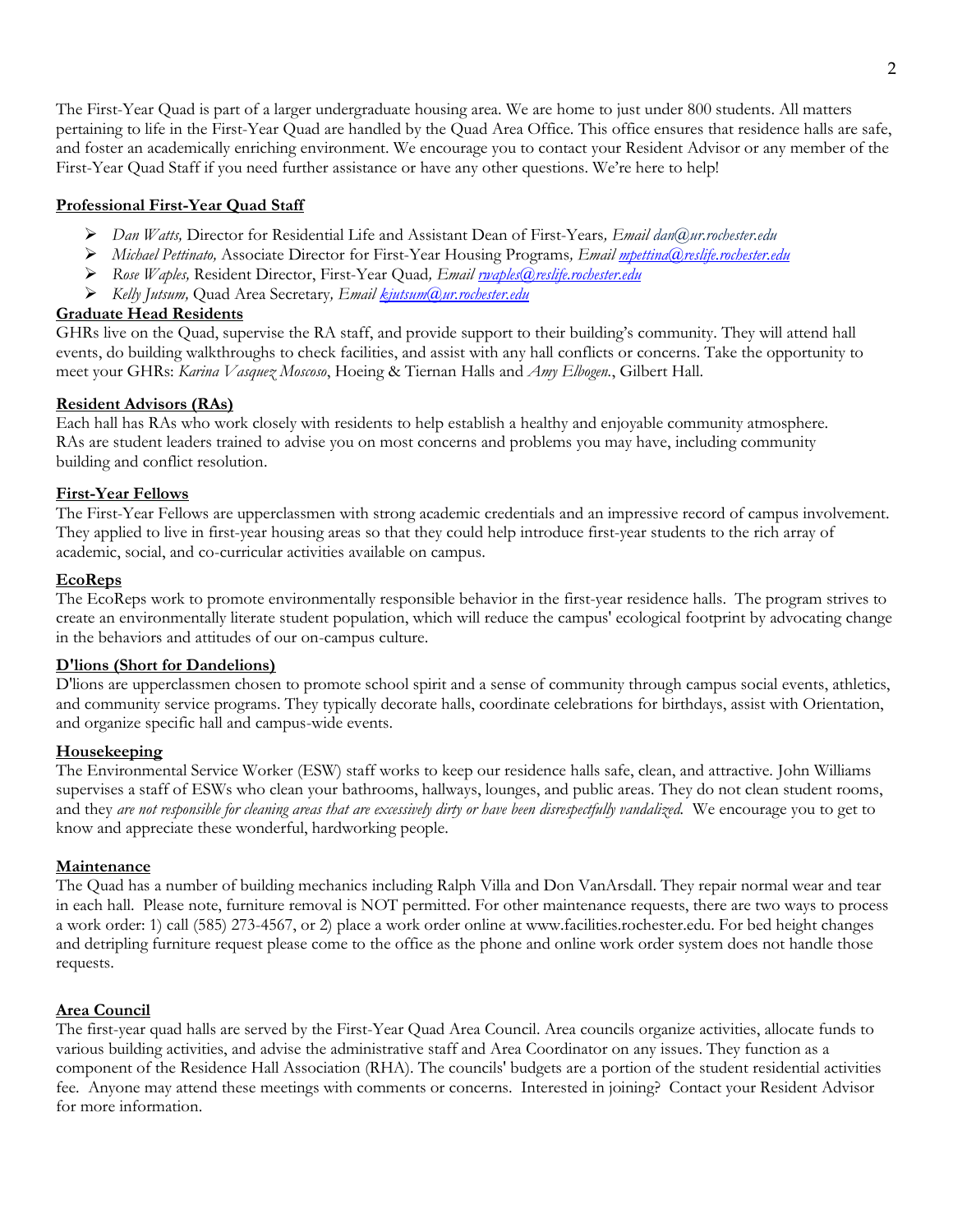The First-Year Quad is part of a larger undergraduate housing area. We are home to just under 800 students. All matters pertaining to life in the First-Year Quad are handled by the Quad Area Office. This office ensures that residence halls are safe, and foster an academically enriching environment. We encourage you to contact your Resident Advisor or any member of the First-Year Quad Staff if you need further assistance or have any other questions. We're here to help!

## Professional First-Year Quad Staff

- *Dan Watts,* Director for Residential Life and Assistant Dean of First-Years*, Email dan@ur.rochester.edu*
- *Michael Pettinato,* Associate Director for First-Year Housing Programs*, Email mpettina@reslife.rochester.edu*
- *Rose Waples,* Resident Director, First-Year Quad*, Email rwaples@reslife.rochester.edu*
- *Kelly Jutsum,* Quad Area Secretary*, Email kjutsum@ur.rochester.edu*

## Graduate Head Residents

GHRs live on the Quad, supervise the RA staff, and provide support to their building's community. They will attend hall events, do building walkthroughs to check facilities, and assist with any hall conflicts or concerns. Take the opportunity to meet your GHRs: *Karina Vasquez Moscoso*, Hoeing & Tiernan Halls and *Amy Elbogen.*, Gilbert Hall.

## Resident Advisors (RAs)

Each hall has RAs who work closely with residents to help establish a healthy and enjoyable community atmosphere. RAs are student leaders trained to advise you on most concerns and problems you may have, including community building and conflict resolution.

## First-Year Fellows

The First-Year Fellows are upperclassmen with strong academic credentials and an impressive record of campus involvement. They applied to live in first-year housing areas so that they could help introduce first-year students to the rich array of academic, social, and co-curricular activities available on campus.

## EcoReps

The EcoReps work to promote environmentally responsible behavior in the first-year residence halls. The program strives to create an environmentally literate student population, which will reduce the campus' ecological footprint by advocating change in the behaviors and attitudes of our on-campus culture.

## D'lions (Short for Dandelions)

D'lions are upperclassmen chosen to promote school spirit and a sense of community through campus social events, athletics, and community service programs. They typically decorate halls, coordinate celebrations for birthdays, assist with Orientation, and organize specific hall and campus-wide events.

## Housekeeping

The Environmental Service Worker (ESW) staff works to keep our residence halls safe, clean, and attractive. John Williams supervises a staff of ESWs who clean your bathrooms, hallways, lounges, and public areas. They do not clean student rooms, and they *are not responsible for cleaning areas that are excessively dirty or have been disrespectfully vandalized.* We encourage you to get to know and appreciate these wonderful, hardworking people.

## Maintenance

The Quad has a number of building mechanics including Ralph Villa and Don VanArsdall. They repair normal wear and tear in each hall. Please note, furniture removal is NOT permitted. For other maintenance requests, there are two ways to process a work order: 1) call (585) 273-4567, or 2) place a work order online at www.facilities.rochester.edu. For bed height changes and detripling furniture request please come to the office as the phone and online work order system does not handle those requests.

## Area Council

The first-year quad halls are served by the First-Year Quad Area Council. Area councils organize activities, allocate funds to various building activities, and advise the administrative staff and Area Coordinator on any issues. They function as a component of the Residence Hall Association (RHA). The councils' budgets are a portion of the student residential activities fee. Anyone may attend these meetings with comments or concerns. Interested in joining? Contact your Resident Advisor for more information.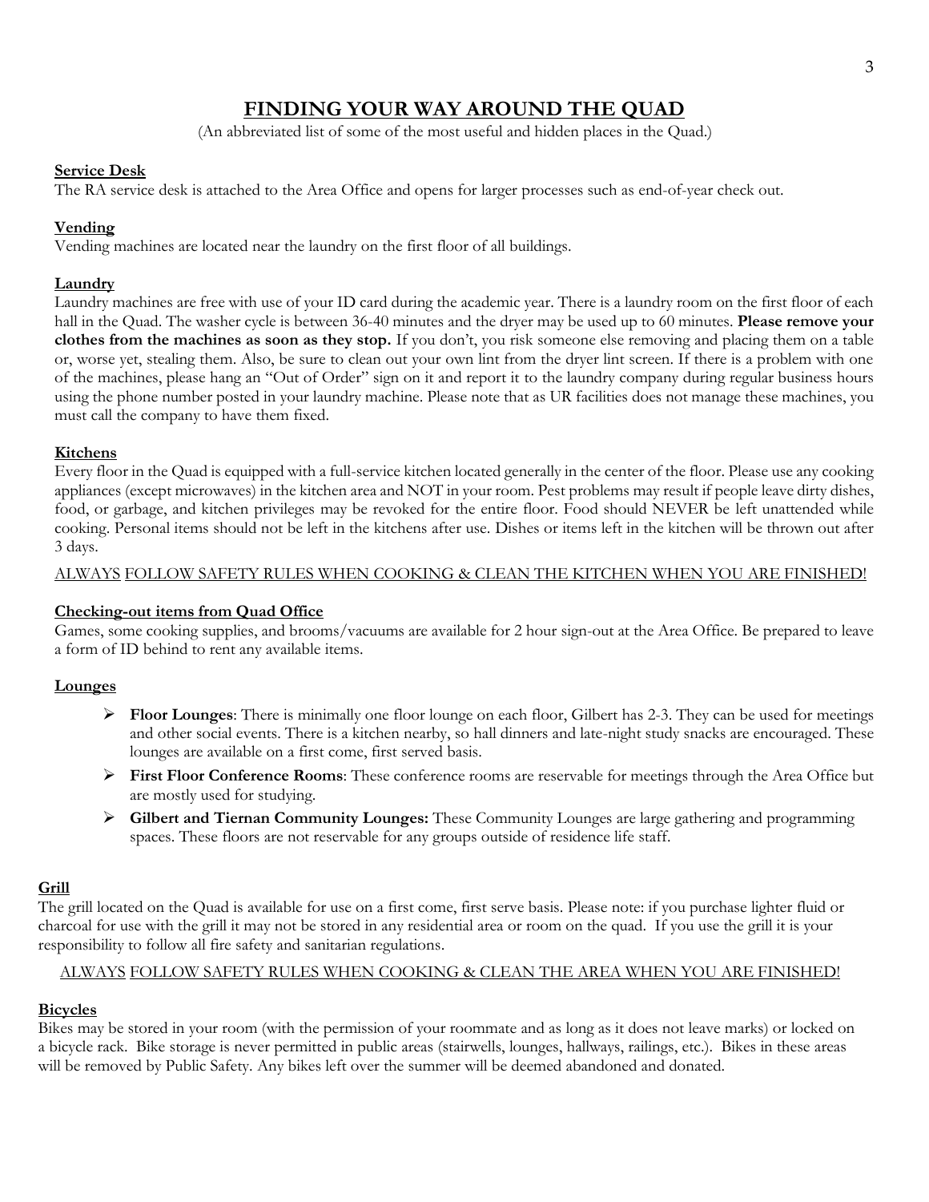# FINDING YOUR WAY AROUND THE QUAD

(An abbreviated list of some of the most useful and hidden places in the Quad.)

## Service Desk

The RA service desk is attached to the Area Office and opens for larger processes such as end-of-year check out.

## Vending

Vending machines are located near the laundry on the first floor of all buildings.

## Laundry

Laundry machines are free with use of your ID card during the academic year. There is a laundry room on the first floor of each hall in the Quad. The washer cycle is between 36-40 minutes and the dryer may be used up to 60 minutes. **Please remove your clothes from the machines as soon as they stop.** If you don't, you risk someone else removing and placing them on a table or, worse yet, stealing them. Also, be sure to clean out your own lint from the dryer lint screen. If there is a problem with one of the machines, please hang an "Out of Order" sign on it and report it to the laundry company during regular business hours using the phone number posted in your laundry machine. Please note that as UR facilities does not manage these machines, you must call the company to have them fixed.

## Kitchens

Every floor in the Quad is equipped with a full-service kitchen located generally in the center of the floor. Please use any cooking appliances (except microwaves) in the kitchen area and NOT in your room. Pest problems may result if people leave dirty dishes, food, or garbage, and kitchen privileges may be revoked for the entire floor. Food should NEVER be left unattended while cooking. Personal items should not be left in the kitchens after use. Dishes or items left in the kitchen will be thrown out after 3 days.

ALWAYS FOLLOW SAFETY RULES WHEN COOKING & CLEAN THE KITCHEN WHEN YOU ARE FINISHED!

## Checking-out items from Quad Office

Games, some cooking supplies, and brooms/vacuums are available for 2 hour sign-out at the Area Office. Be prepared to leave a form of ID behind to rent any available items.

## Lounges

- **Floor Lounges**: There is minimally one floor lounge on each floor, Gilbert has 2-3. They can be used for meetings and other social events. There is a kitchen nearby, so hall dinners and late-night study snacks are encouraged. These lounges are available on a first come, first served basis.
- **First Floor Conference Rooms**: These conference rooms are reservable for meetings through the Area Office but are mostly used for studying.
- **Gilbert and Tiernan Community Lounges:** These Community Lounges are large gathering and programming spaces. These floors are not reservable for any groups outside of residence life staff.

## Grill

The grill located on the Quad is available for use on a first come, first serve basis. Please note: if you purchase lighter fluid or charcoal for use with the grill it may not be stored in any residential area or room on the quad. If you use the grill it is your responsibility to follow all fire safety and sanitarian regulations.

ALWAYS FOLLOW SAFETY RULES WHEN COOKING & CLEAN THE AREA WHEN YOU ARE FINISHED!

## Bicycles

Bikes may be stored in your room (with the permission of your roommate and as long as it does not leave marks) or locked on a bicycle rack. Bike storage is never permitted in public areas (stairwells, lounges, hallways, railings, etc.). Bikes in these areas will be removed by Public Safety. Any bikes left over the summer will be deemed abandoned and donated.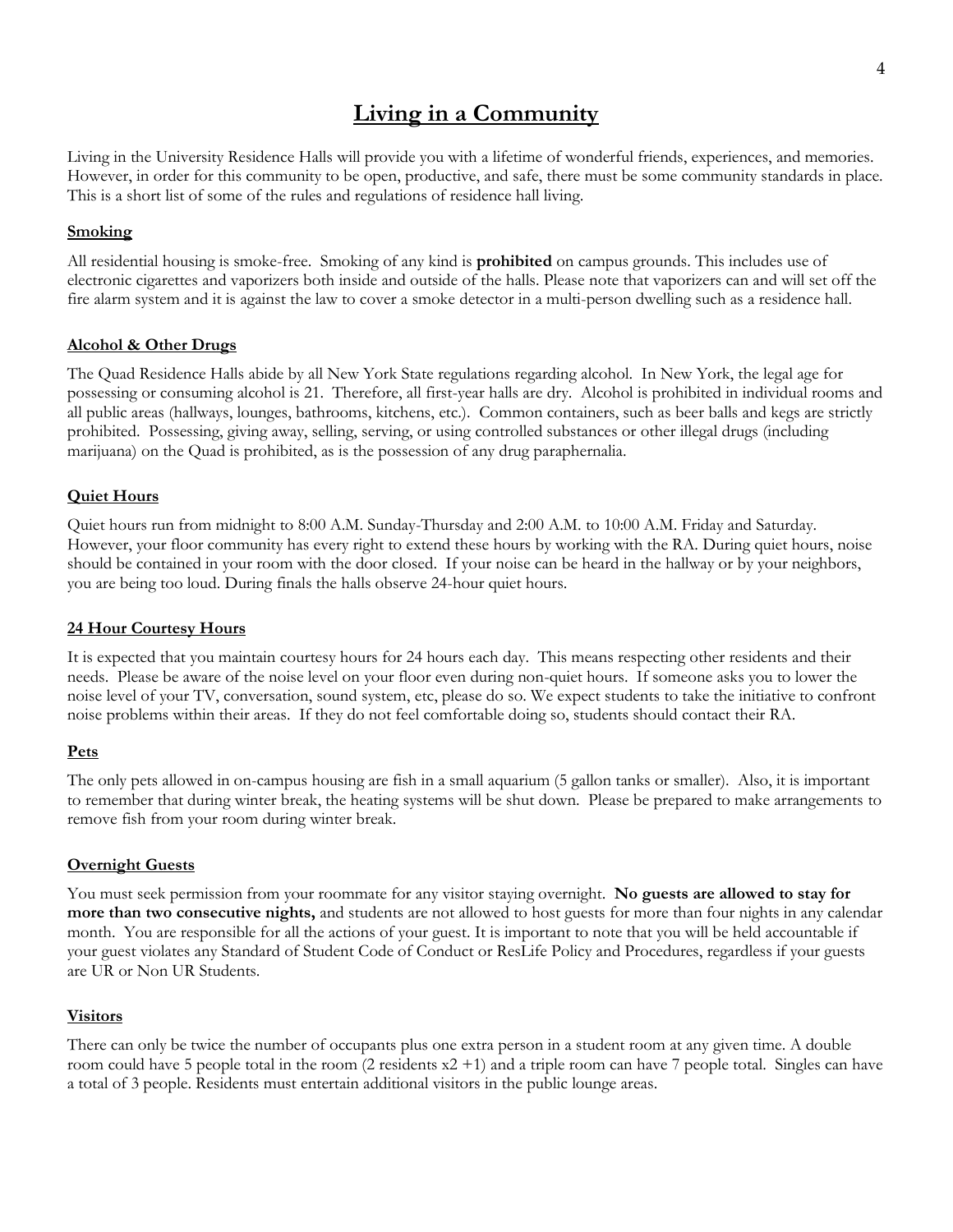# Living in a Community

Living in the University Residence Halls will provide you with a lifetime of wonderful friends, experiences, and memories. However, in order for this community to be open, productive, and safe, there must be some community standards in place. This is a short list of some of the rules and regulations of residence hall living.

### Smoking

All residential housing is smoke-free. Smoking of any kind is **prohibited** on campus grounds. This includes use of electronic cigarettes and vaporizers both inside and outside of the halls. Please note that vaporizers can and will set off the fire alarm system and it is against the law to cover a smoke detector in a multi-person dwelling such as a residence hall.

### Alcohol & Other Drugs

The Quad Residence Halls abide by all New York State regulations regarding alcohol. In New York, the legal age for possessing or consuming alcohol is 21. Therefore, all first-year halls are dry. Alcohol is prohibited in individual rooms and all public areas (hallways, lounges, bathrooms, kitchens, etc.). Common containers, such as beer balls and kegs are strictly prohibited. Possessing, giving away, selling, serving, or using controlled substances or other illegal drugs (including marijuana) on the Quad is prohibited, as is the possession of any drug paraphernalia.

### Quiet Hours

Quiet hours run from midnight to 8:00 A.M. Sunday-Thursday and 2:00 A.M. to 10:00 A.M. Friday and Saturday. However, your floor community has every right to extend these hours by working with the RA. During quiet hours, noise should be contained in your room with the door closed. If your noise can be heard in the hallway or by your neighbors, you are being too loud. During finals the halls observe 24-hour quiet hours.

### 24 Hour Courtesy Hours

It is expected that you maintain courtesy hours for 24 hours each day. This means respecting other residents and their needs. Please be aware of the noise level on your floor even during non-quiet hours. If someone asks you to lower the noise level of your TV, conversation, sound system, etc, please do so. We expect students to take the initiative to confront noise problems within their areas. If they do not feel comfortable doing so, students should contact their RA.

### Pets

The only pets allowed in on-campus housing are fish in a small aquarium (5 gallon tanks or smaller). Also, it is important to remember that during winter break, the heating systems will be shut down. Please be prepared to make arrangements to remove fish from your room during winter break.

### Overnight Guests

You must seek permission from your roommate for any visitor staying overnight. **No guests are allowed to stay for more than two consecutive nights,** and students are not allowed to host guests for more than four nights in any calendar month. You are responsible for all the actions of your guest. It is important to note that you will be held accountable if your guest violates any Standard of Student Code of Conduct or ResLife Policy and Procedures, regardless if your guests are UR or Non UR Students.

### Visitors

There can only be twice the number of occupants plus one extra person in a student room at any given time. A double room could have 5 people total in the room (2 residents x2 +1) and a triple room can have 7 people total. Singles can have a total of 3 people. Residents must entertain additional visitors in the public lounge areas.